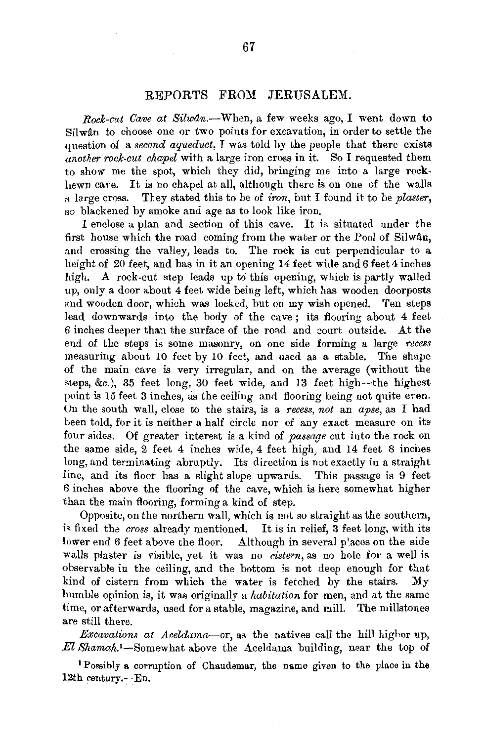## REPORTS FROM JERUSALEM.

*Rock-cut Cave at Silwân.*—When, a few weeks ago, I went down to Silwân to choose one or two points for excavation, in order to settle the question of a *second aqueduct,* I was told by the people that there exists *another rock-cut chapel* with a large iron cross in it. So I requested them to show me the spot, which they did, bringing me into a large rock-hewn cave. It is no chapel at all, although there is on one of the walls a large cross. They stated this to be of *iron*, but I found it to be *plaster*, so blackened by smoke and age as to look like iron.

I enclose a plan and section of this cave. It is situated under the first house which the road coming from the water or the Pool of Silwân, and crossing the valley, leads to. The rock is cut perpendicular to a height of 20 feet, and has in it an opening 14 feet wide and 6 feet 4 inches high. A rock-cut step leads up to this opening, which is partly walled up, only a door about 4 feet wide being left, which has wooden doorposts and wooden door, which was locked, but on my wish opened. Ten steps lead downwards into the body of the cave; its flooring about 4 feet 6 inches deeper than the surface of the road and court outside. At the end of the steps is some masonry, on one side forming a large *recess* measuring about 10 feet by 10 feet, and used as a stable. The shape of the main cave is very irregular, and on the average (without the steps, &c.), 35 feet long, 30 feet wide, and 13 feet high—the highest point is 15 feet 3 inches, as the ceiling and flooring being not quite even. On the south wall, close to the stairs, is a *recess, not* an *apse*, as I had been told, for it is neither a half circle nor of any exact measure on its four sides. Of greater interest is a kind of *passage* cut into the rock on the same side, 2 feet 4 inches wide, 4 feet high, and 14 feet 8 inches long, and terminating abruptly. Its direction is not exactly in a straight line, and its floor has a slight slope upwards. This passage is 9 feet 6 inches above the flooring of the cave, which is here somewhat higher than the main flooring, forming a kind of step.

Opposite, on the northern wall, which is not so straight as the southern, is fixed the *cross* already mentioned. It is in relief, 3 feet long, with its lower end 6 feet above the floor. Although in several places on the side walls plaster is visible, yet it was no *cistern*, as no hole for a well is observable in the ceiling, and the bottom is not deep enough for that kind of cistern from which the water is fetched by the stairs. My humble opinion is, it was originally a *habitation* for men, and at the same time, or afterwards, used for a stable, magazine, and mill. The millstones are still there.

*Excavations at Aceldama*—or, as the natives call the hill higher up, *El Shamah.*[1]—Somewhat above the Aceldama building, near the top of

[1] Possibly a corruption of Chaudemar, the name given to the place in the 12th century.—ED.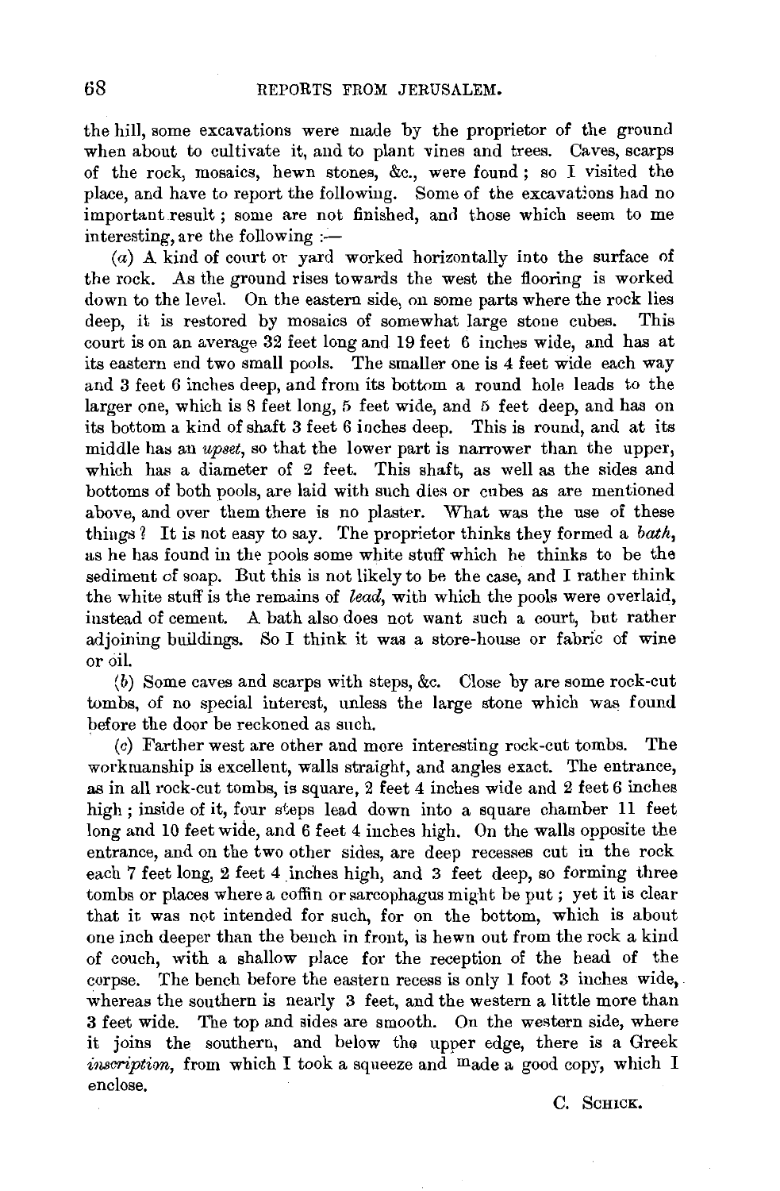the hill, some excavations were made by the proprietor of the ground when about to cultivate it, and to plant vines and trees. Caves, scarps of the rock, mosaics, hewn stones, &c., were found; so I visited the place, and have to report the following. Some of the excavations had no important result; some are not finished, and those which seem to me interesting, are the following :—

(*a*) A kind of court or yard worked horizontally into the surface of the rock. As the ground rises towards the west the flooring is worked down to the level. On the eastern side, on some parts where the rock lies deep, it is restored by mosaics of somewhat large stone cubes. This court is on an average 32 feet long and 19 feet 6 inches wide, and has at its eastern end two small pools. The smaller one is 4 feet wide each way and 3 feet 6 inches deep, and from its bottom a round hole leads to the larger one, which is 8 feet long, 5 feet wide, and 5 feet deep, and has on its bottom a kind of shaft 3 feet 6 inches deep. This is round, and at its middle has an *upset*, so that the lower part is narrower than the upper, which has a diameter of 2 feet. This shaft, as well as the sides and bottoms of both pools, are laid with such dies or cubes as are mentioned above, and over them there is no plaster. What was the use of these things? It is not easy to say. The proprietor thinks they formed a *bath*, as he has found in the pools some white stuff which he thinks to be the sediment of soap. But this is not likely to be the case, and I rather think the white stuff is the remains of *lead*, with which the pools were overlaid, instead of cement. A bath also does not want such a court, but rather adjoining buildings. So I think it was a store-house or fabric of wine or oil.

(*b*) Some caves and scarps with steps, &c. Close by are some rock-cut tombs, of no special interest, unless the large stone which was found before the door be reckoned as such.

(*c*) Farther west are other and more interesting rock-cut tombs. The workmanship is excellent, walls straight, and angles exact. The entrance, as in all rock-cut tombs, is square, 2 feet 4 inches wide and 2 feet 6 inches high; inside of it, four steps lead down into a square chamber 11 feet long and 10 feet wide, and 6 feet 4 inches high. On the walls opposite the entrance, and on the two other sides, are deep recesses cut in the rock each 7 feet long, 2 feet 4 inches high, and 3 feet deep, so forming three tombs or places where a coffin or sarcophagus might be put; yet it is clear that it was not intended for such, for on the bottom, which is about one inch deeper than the bench in front, is hewn out from the rock a kind of couch, with a shallow place for the reception of the head of the corpse. The bench before the eastern recess is only 1 foot 3 inches wide, whereas the southern is nearly 3 feet, and the western a little more than 3 feet wide. The top and sides are smooth. On the western side, where it joins the southern, and below the upper edge, there is a Greek *inscription*, from which I took a squeeze and made a good copy, which I enclose.

C. Schick.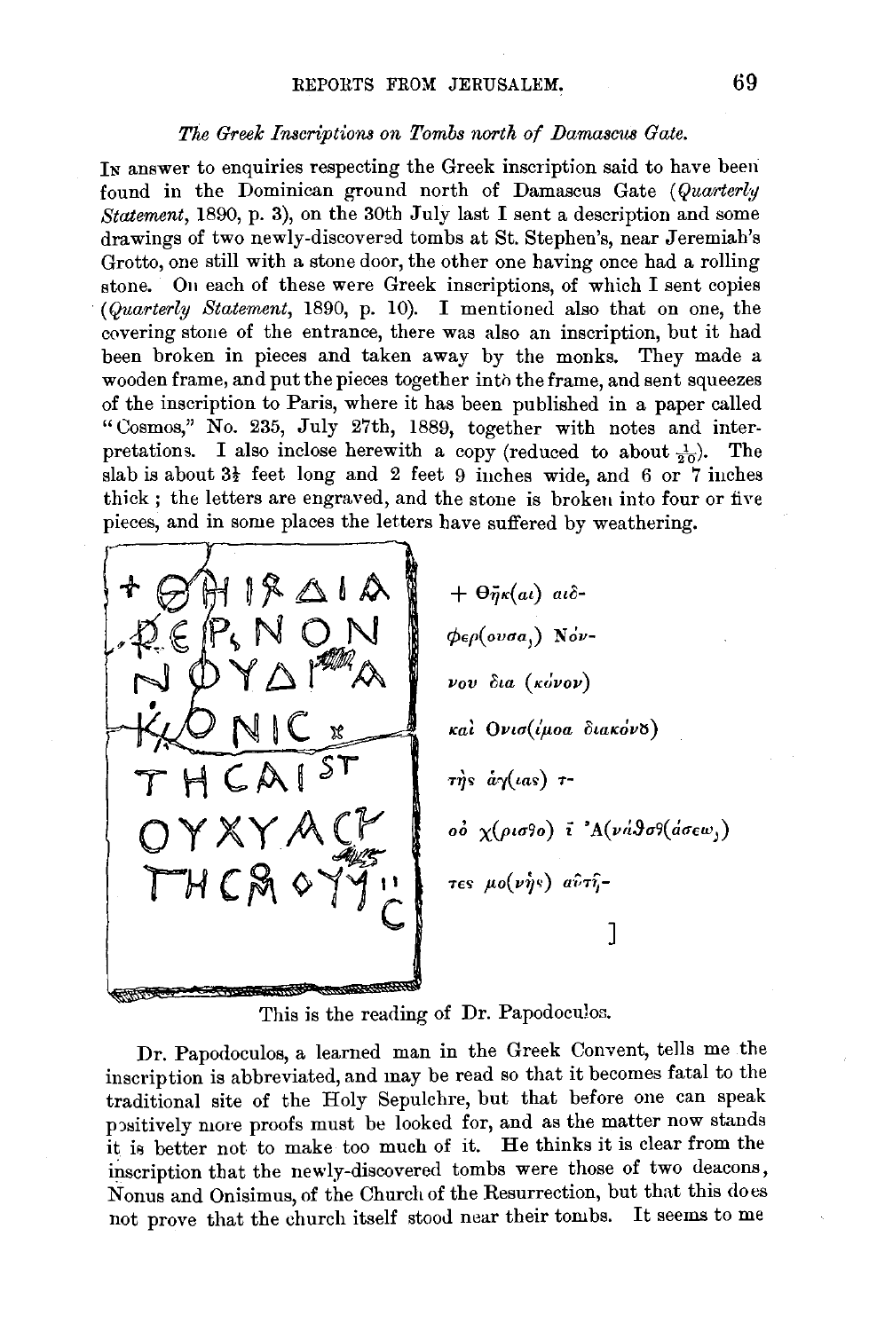*The Greek Inscriptions on Tombs north of Damascus Gate.*

In answer to enquiries respecting the Greek inscription said to have been found in the Dominican ground north of Damascus Gate (*Quarterly Statement*, 1890, p. 3), on the 30th July last I sent a description and some drawings of two newly-discovered tombs at St. Stephen's, near Jeremiah's Grotto, one still with a stone door, the other one having once had a rolling stone. On each of these were Greek inscriptions, of which I sent copies (*Quarterly Statement*, 1890, p. 10). I mentioned also that on one, the covering stone of the entrance, there was also an inscription, but it had been broken in pieces and taken away by the monks. They made a wooden frame, and put the pieces together into the frame, and sent squeezes of the inscription to Paris, where it has been published in a paper called "Cosmos," No. 235, July 27th, 1889, together with notes and interpretations. I also inclose herewith a copy (reduced to about $\frac{1}{20}$). The slab is about $3\frac{1}{2}$ feet long and 2 feet 9 inches wide, and 6 or 7 inches thick; the letters are engraved, and the stone is broken into four or five pieces, and in some places the letters have suffered by weathering.

+ Θῆκ(αι) αἰδ-
φερ(ουσα,) Νόν-
νου δια (κόνου)
καὶ Ονισ(ίμοα διακόνϐ)
τῆς ἁγ(ίας) τ-
οὸ χ(ρισ9ο) ῖ Ἀ(νά9σ9(άσεω,)
τες μο(νῆς) αὐτῆ-

]

This is the reading of Dr. Papodoculos.

Dr. Papodoculos, a learned man in the Greek Convent, tells me the inscription is abbreviated, and may be read so that it becomes fatal to the traditional site of the Holy Sepulchre, but that before one can speak positively more proofs must be looked for, and as the matter now stands it is better not to make too much of it. He thinks it is clear from the inscription that the newly-discovered tombs were those of two deacons, Nonus and Onisimus, of the Church of the Resurrection, but that this does not prove that the church itself stood near their tombs. It seems to me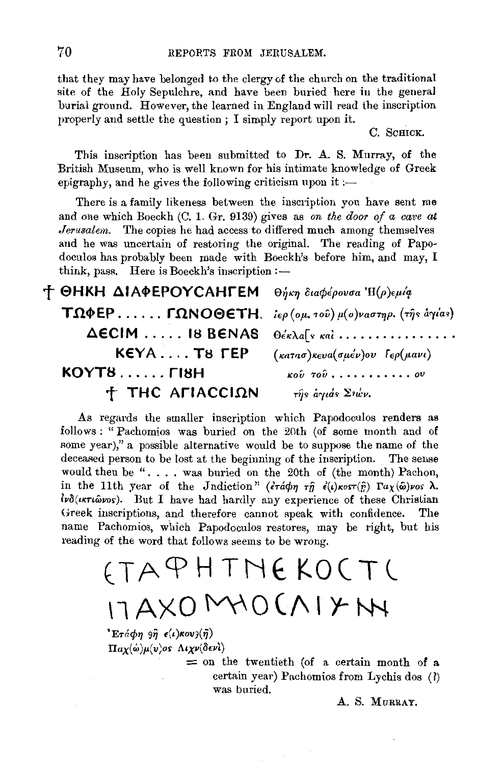that they may have belonged to the clergy of the church on the traditional site of the Holy Sepulchre, and have been buried here in the general burial ground. However, the learned in England will read the inscription properly and settle the question ; I simply report upon it.

C. SCHICK.

This inscription has been submitted to Dr. A. S. Murray, of the British Museum, who is well known for his intimate knowledge of Greek epigraphy, and he gives the following criticism upon it :—

There is a family likeness between the inscription you have sent me and one which Boeckh (C. I. Gr. 9139) gives as *on the door of a cave at Jerusalem.* The copies he had access to differed much among themselves and he was uncertain of restoring the original. The reading of Papodoculos has probably been made with Boeckh's before him, and may, I think, pass. Here is Boeckh's inscription :—

| | |
|---|---|
| † ΘΗΚΗ ΔΙΑΦΕΡΟΥϹΑΗΓΕΜ | Θήκη διαφέρουσα Ἡ(ρ)εμίᾳ |
| ΤΩΦΕΡ...... ΓΩΝΟΘΕΤΗ. | ἱερ(ομ. τοῦ) μ(ο)ναστηρ. (τῆς ἁγίας) |
| ΔΕϹΙΜ ..... Ι8 ΒΕΝΑϹ | Θέκλα[ς καὶ ............... |
| ΚΕΥΑ .... Τ8 ΓΕΡ | (κατασ)κευα(σμέν)ον Γερ(μανι) |
| ΚΟΥΤ8 ...... ΓΙ8Η | κοῦ τοῦ ........... ου |
| † ΤΗϹ ΑΓΙΑϹϹΙΩΝ | τῆς ἁγίας Σιών. |

As regards the smaller inscription which Papodoculos renders as follows : "Pachomios was buried on the 20th (of some month and of some year)," a possible alternative would be to suppose the name of the deceased person to be lost at the beginning of the inscription. The sense would then be ". . . . was buried on the 20th of (the month) Pachon, in the 11th year of the Indiction" (ἐτάφη τῇ ἐ(ι)κοστ(ῇ) Γαχ(ῶ)νος λ. ἰνδ(ικτιῶνος). But I have had hardly any experience of these Christian Greek inscriptions, and therefore cannot speak with confidence. The name Pachomios, which Papodoculos restores, may be right, but his reading of the word that follows seems to be wrong.

ϵΤΑΦΗΤΗϵΚΟϹΤϹ
ΠΑΧΟΜΜΟϹΛΙΥΝΗ

Ἐτάφη 9ῇ ε(ι)κου3(ῇ)
Παχ(ώ)μ(ν)ος Λιχν(δενὶ)

= on the twentieth (of a certain month of a certain year) Pachomios from Lychis dos (?) was buried.

A. S. MURRAY.